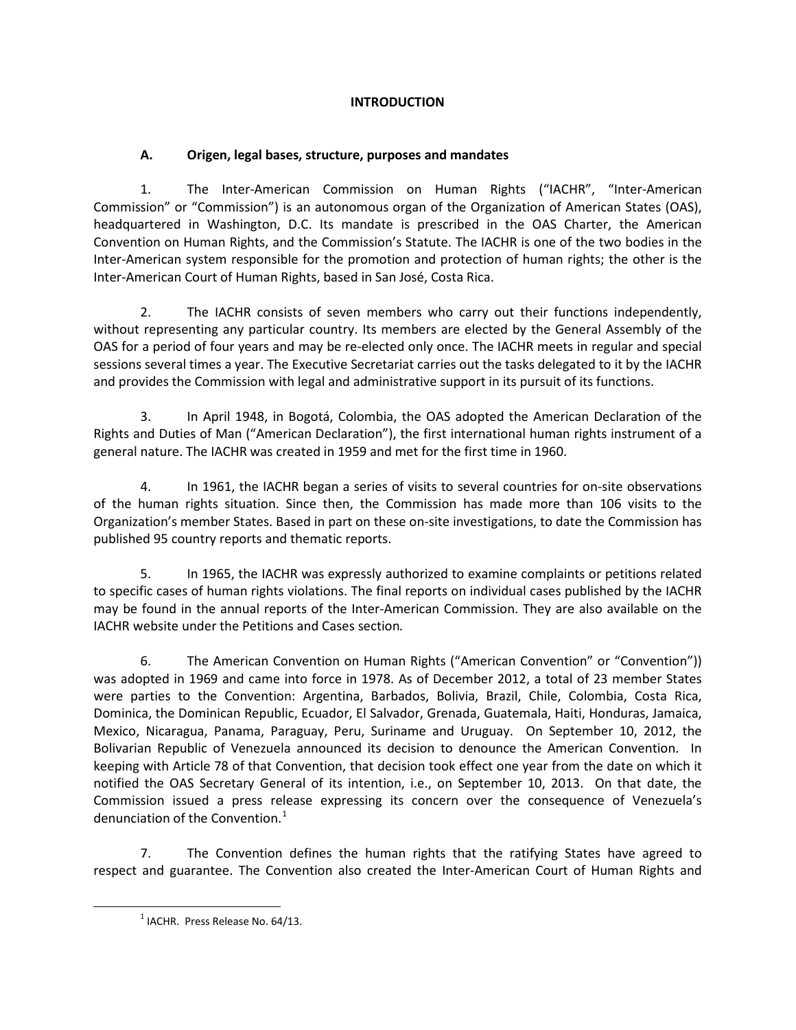# INTRODUCTION

## A. Origen, legal bases, structure, purposes and mandates

1. The Inter-American Commission on Human Rights ("IACHR", "Inter-American Commission" or "Commission") is an autonomous organ of the Organization of American States (OAS), headquartered in Washington, D.C. Its mandate is prescribed in the OAS Charter, the American Convention on Human Rights, and the Commission's Statute. The IACHR is one of the two bodies in the Inter-American system responsible for the promotion and protection of human rights; the other is the Inter-American Court of Human Rights, based in San José, Costa Rica.

2. The IACHR consists of seven members who carry out their functions independently, without representing any particular country. Its members are elected by the General Assembly of the OAS for a period of four years and may be re-elected only once. The IACHR meets in regular and special sessions several times a year. The Executive Secretariat carries out the tasks delegated to it by the IACHR and provides the Commission with legal and administrative support in its pursuit of its functions.

3. In April 1948, in Bogotá, Colombia, the OAS adopted the American Declaration of the Rights and Duties of Man ("American Declaration"), the first international human rights instrument of a general nature. The IACHR was created in 1959 and met for the first time in 1960.

4. In 1961, the IACHR began a series of visits to several countries for on-site observations of the human rights situation. Since then, the Commission has made more than 106 visits to the Organization's member States. Based in part on these on-site investigations, to date the Commission has published 95 country reports and thematic reports.

5. In 1965, the IACHR was expressly authorized to examine complaints or petitions related to specific cases of human rights violations. The final reports on individual cases published by the IACHR may be found in the annual reports of the Inter-American Commission. They are also available on the IACHR website under the Petitions and Cases section*.*

6. The American Convention on Human Rights ("American Convention" or "Convention")) was adopted in 1969 and came into force in 1978. As of December 2012, a total of 23 member States were parties to the Convention: Argentina, Barbados, Bolivia, Brazil, Chile, Colombia, Costa Rica, Dominica, the Dominican Republic, Ecuador, El Salvador, Grenada, Guatemala, Haiti, Honduras, Jamaica, Mexico, Nicaragua, Panama, Paraguay, Peru, Suriname and Uruguay. On September 10, 2012, the Bolivarian Republic of Venezuela announced its decision to denounce the American Convention. In keeping with Article 78 of that Convention, that decision took effect one year from the date on which it notified the OAS Secretary General of its intention, i.e., on September 10, 2013. On that date, the Commission issued a press release expressing its concern over the consequence of Venezuela's denunciation of the Convention.[1]

7. The Convention defines the human rights that the ratifying States have agreed to respect and guarantee. The Convention also created the Inter-American Court of Human Rights and

---

[1] IACHR. Press Release No. 64/13.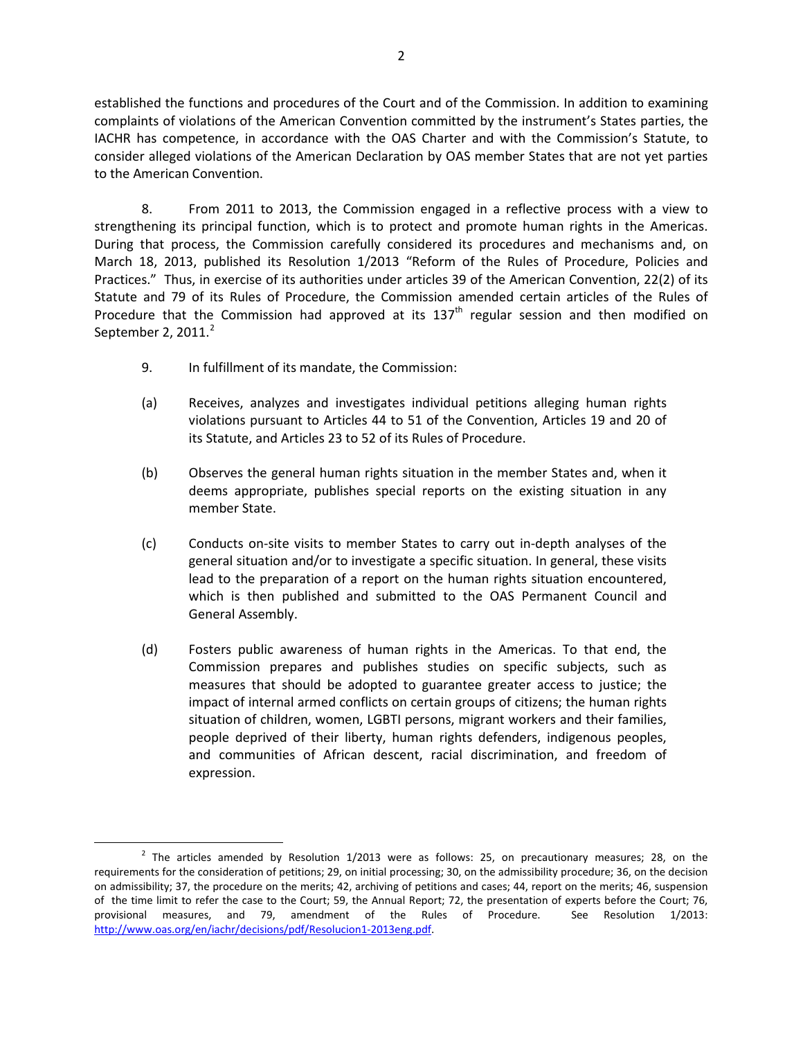established the functions and procedures of the Court and of the Commission. In addition to examining complaints of violations of the American Convention committed by the instrument's States parties, the IACHR has competence, in accordance with the OAS Charter and with the Commission's Statute, to consider alleged violations of the American Declaration by OAS member States that are not yet parties to the American Convention.

8. From 2011 to 2013, the Commission engaged in a reflective process with a view to strengthening its principal function, which is to protect and promote human rights in the Americas. During that process, the Commission carefully considered its procedures and mechanisms and, on March 18, 2013, published its Resolution 1/2013 "Reform of the Rules of Procedure, Policies and Practices." Thus, in exercise of its authorities under articles 39 of the American Convention, 22(2) of its Statute and 79 of its Rules of Procedure, the Commission amended certain articles of the Rules of Procedure that the Commission had approved at its 137th regular session and then modified on September 2, 2011.[2]

9. In fulfillment of its mandate, the Commission:

(a) Receives, analyzes and investigates individual petitions alleging human rights violations pursuant to Articles 44 to 51 of the Convention, Articles 19 and 20 of its Statute, and Articles 23 to 52 of its Rules of Procedure.

(b) Observes the general human rights situation in the member States and, when it deems appropriate, publishes special reports on the existing situation in any member State.

(c) Conducts on-site visits to member States to carry out in-depth analyses of the general situation and/or to investigate a specific situation. In general, these visits lead to the preparation of a report on the human rights situation encountered, which is then published and submitted to the OAS Permanent Council and General Assembly.

(d) Fosters public awareness of human rights in the Americas. To that end, the Commission prepares and publishes studies on specific subjects, such as measures that should be adopted to guarantee greater access to justice; the impact of internal armed conflicts on certain groups of citizens; the human rights situation of children, women, LGBTI persons, migrant workers and their families, people deprived of their liberty, human rights defenders, indigenous peoples, and communities of African descent, racial discrimination, and freedom of expression.

---

[2] The articles amended by Resolution 1/2013 were as follows: 25, on precautionary measures; 28, on the requirements for the consideration of petitions; 29, on initial processing; 30, on the admissibility procedure; 36, on the decision on admissibility; 37, the procedure on the merits; 42, archiving of petitions and cases; 44, report on the merits; 46, suspension of the time limit to refer the case to the Court; 59, the Annual Report; 72, the presentation of experts before the Court; 76, provisional measures, and 79, amendment of the Rules of Procedure. See Resolution 1/2013: http://www.oas.org/en/iachr/decisions/pdf/Resolucion1-2013eng.pdf.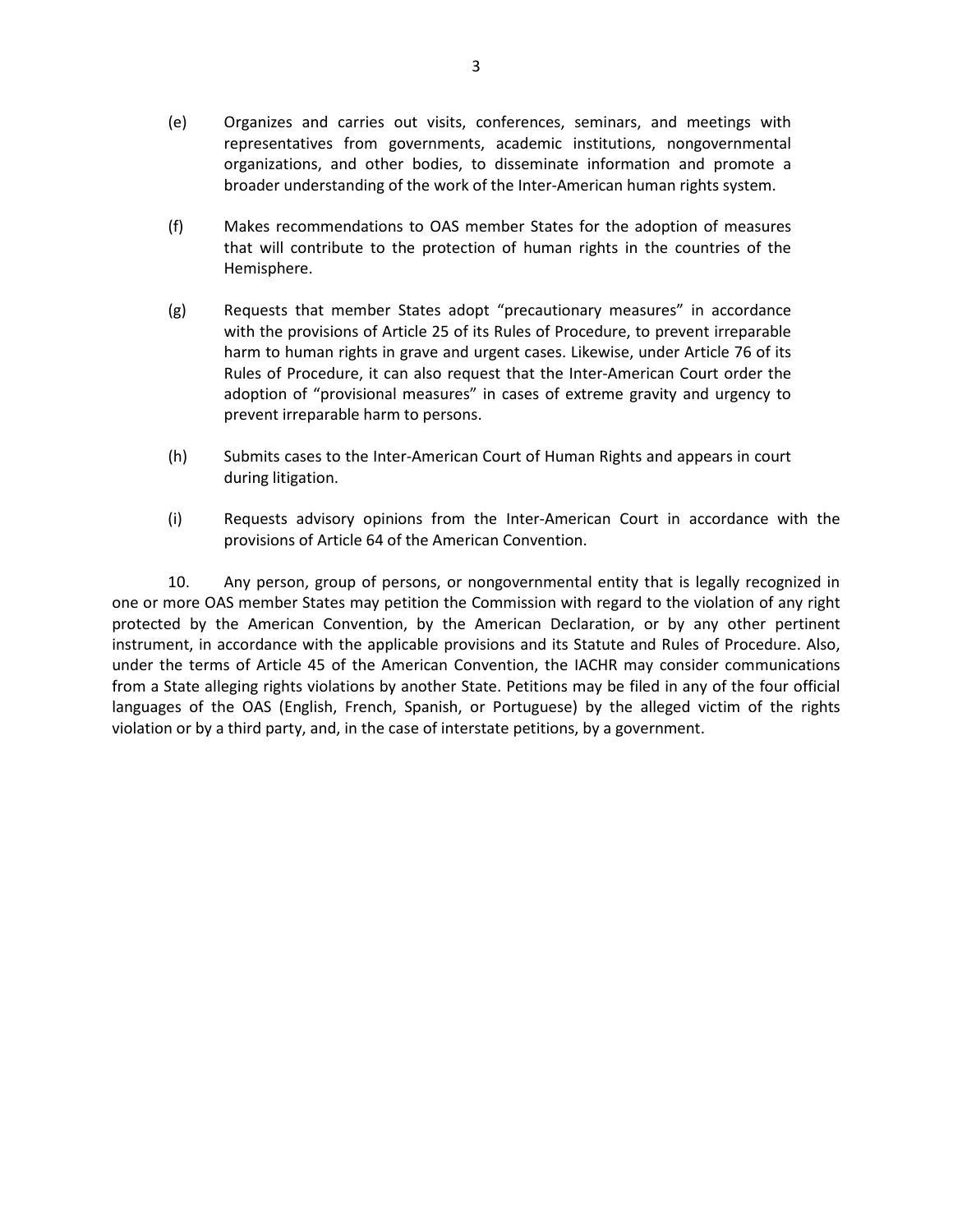(e) Organizes and carries out visits, conferences, seminars, and meetings with representatives from governments, academic institutions, nongovernmental organizations, and other bodies, to disseminate information and promote a broader understanding of the work of the Inter-American human rights system.

(f) Makes recommendations to OAS member States for the adoption of measures that will contribute to the protection of human rights in the countries of the Hemisphere.

(g) Requests that member States adopt "precautionary measures" in accordance with the provisions of Article 25 of its Rules of Procedure, to prevent irreparable harm to human rights in grave and urgent cases. Likewise, under Article 76 of its Rules of Procedure, it can also request that the Inter-American Court order the adoption of "provisional measures" in cases of extreme gravity and urgency to prevent irreparable harm to persons.

(h) Submits cases to the Inter-American Court of Human Rights and appears in court during litigation.

(i) Requests advisory opinions from the Inter-American Court in accordance with the provisions of Article 64 of the American Convention.

10. Any person, group of persons, or nongovernmental entity that is legally recognized in one or more OAS member States may petition the Commission with regard to the violation of any right protected by the American Convention, by the American Declaration, or by any other pertinent instrument, in accordance with the applicable provisions and its Statute and Rules of Procedure. Also, under the terms of Article 45 of the American Convention, the IACHR may consider communications from a State alleging rights violations by another State. Petitions may be filed in any of the four official languages of the OAS (English, French, Spanish, or Portuguese) by the alleged victim of the rights violation or by a third party, and, in the case of interstate petitions, by a government.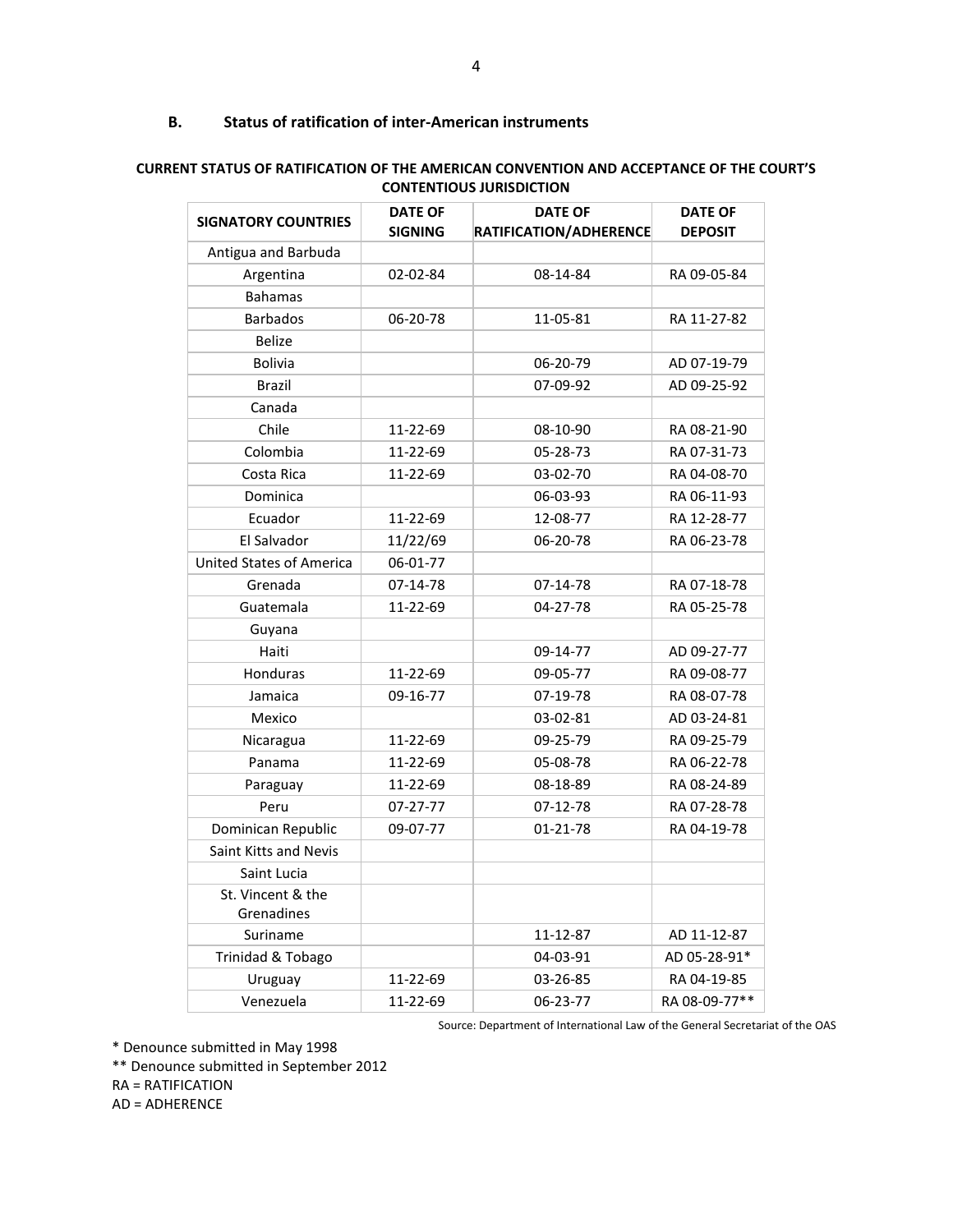### B. Status of ratification of inter-American instruments

**CURRENT STATUS OF RATIFICATION OF THE AMERICAN CONVENTION AND ACCEPTANCE OF THE COURT'S CONTENTIOUS JURISDICTION**

| SIGNATORY COUNTRIES | DATE OF SIGNING | DATE OF RATIFICATION/ADHERENCE | DATE OF DEPOSIT |
|---|---|---|---|
| Antigua and Barbuda | | | |
| Argentina | 02-02-84 | 08-14-84 | RA 09-05-84 |
| Bahamas | | | |
| Barbados | 06-20-78 | 11-05-81 | RA 11-27-82 |
| Belize | | | |
| Bolivia | | 06-20-79 | AD 07-19-79 |
| Brazil | | 07-09-92 | AD 09-25-92 |
| Canada | | | |
| Chile | 11-22-69 | 08-10-90 | RA 08-21-90 |
| Colombia | 11-22-69 | 05-28-73 | RA 07-31-73 |
| Costa Rica | 11-22-69 | 03-02-70 | RA 04-08-70 |
| Dominica | | 06-03-93 | RA 06-11-93 |
| Ecuador | 11-22-69 | 12-08-77 | RA 12-28-77 |
| El Salvador | 11/22/69 | 06-20-78 | RA 06-23-78 |
| United States of America | 06-01-77 | | |
| Grenada | 07-14-78 | 07-14-78 | RA 07-18-78 |
| Guatemala | 11-22-69 | 04-27-78 | RA 05-25-78 |
| Guyana | | | |
| Haiti | | 09-14-77 | AD 09-27-77 |
| Honduras | 11-22-69 | 09-05-77 | RA 09-08-77 |
| Jamaica | 09-16-77 | 07-19-78 | RA 08-07-78 |
| Mexico | | 03-02-81 | AD 03-24-81 |
| Nicaragua | 11-22-69 | 09-25-79 | RA 09-25-79 |
| Panama | 11-22-69 | 05-08-78 | RA 06-22-78 |
| Paraguay | 11-22-69 | 08-18-89 | RA 08-24-89 |
| Peru | 07-27-77 | 07-12-78 | RA 07-28-78 |
| Dominican Republic | 09-07-77 | 01-21-78 | RA 04-19-78 |
| Saint Kitts and Nevis | | | |
| Saint Lucia | | | |
| St. Vincent & the Grenadines | | | |
| Suriname | | 11-12-87 | AD 11-12-87 |
| Trinidad & Tobago | | 04-03-91 | AD 05-28-91* |
| Uruguay | 11-22-69 | 03-26-85 | RA 04-19-85 |
| Venezuela | 11-22-69 | 06-23-77 | RA 08-09-77** |

Source: Department of International Law of the General Secretariat of the OAS

\* Denounce submitted in May 1998

** Denounce submitted in September 2012

RA = RATIFICATION

AD = ADHERENCE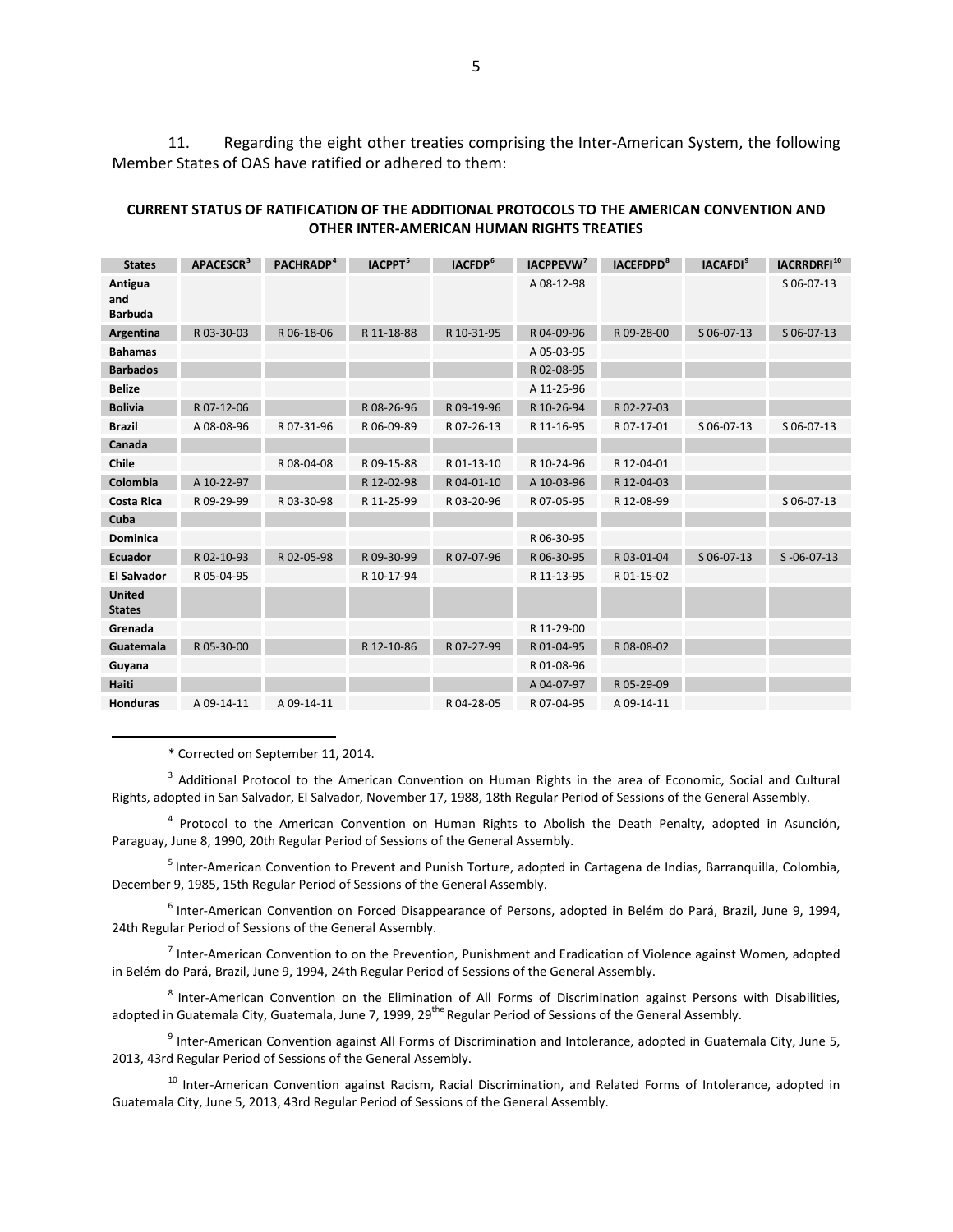11. Regarding the eight other treaties comprising the Inter-American System, the following Member States of OAS have ratified or adhered to them:

**CURRENT STATUS OF RATIFICATION OF THE ADDITIONAL PROTOCOLS TO THE AMERICAN CONVENTION AND OTHER INTER-AMERICAN HUMAN RIGHTS TREATIES**

| States | APACESCR[3] | PACHRADP[4] | IACPPT[5] | IACFDP[6] | IACPPEVW[7] | IACEFDPD[8] | IACAFDI[9] | IACRRDRFI[10] |
|---|---|---|---|---|---|---|---|---|
| Antigua and Barbuda | | | | | A 08-12-98 | | | S 06-07-13 |
| Argentina | R 03-30-03 | R 06-18-06 | R 11-18-88 | R 10-31-95 | R 04-09-96 | R 09-28-00 | S 06-07-13 | S 06-07-13 |
| Bahamas | | | | | A 05-03-95 | | | |
| Barbados | | | | | R 02-08-95 | | | |
| Belize | | | | | A 11-25-96 | | | |
| Bolivia | R 07-12-06 | | R 08-26-96 | R 09-19-96 | R 10-26-94 | R 02-27-03 | | |
| Brazil | A 08-08-96 | R 07-31-96 | R 06-09-89 | R 07-26-13 | R 11-16-95 | R 07-17-01 | S 06-07-13 | S 06-07-13 |
| Canada | | | | | | | | |
| Chile | | R 08-04-08 | R 09-15-88 | R 01-13-10 | R 10-24-96 | R 12-04-01 | | |
| Colombia | A 10-22-97 | | R 12-02-98 | R 04-01-10 | A 10-03-96 | R 12-04-03 | | |
| Costa Rica | R 09-29-99 | R 03-30-98 | R 11-25-99 | R 03-20-96 | R 07-05-95 | R 12-08-99 | | S 06-07-13 |
| Cuba | | | | | | | | |
| Dominica | | | | | R 06-30-95 | | | |
| Ecuador | R 02-10-93 | R 02-05-98 | R 09-30-99 | R 07-07-96 | R 06-30-95 | R 03-01-04 | S 06-07-13 | S -06-07-13 |
| El Salvador | R 05-04-95 | | R 10-17-94 | | R 11-13-95 | R 01-15-02 | | |
| United States | | | | | | | | |
| Grenada | | | | | R 11-29-00 | | | |
| Guatemala | R 05-30-00 | | R 12-10-86 | R 07-27-99 | R 01-04-95 | R 08-08-02 | | |
| Guyana | | | | | R 01-08-96 | | | |
| Haiti | | | | | A 04-07-97 | R 05-29-09 | | |
| Honduras | A 09-14-11 | A 09-14-11 | | R 04-28-05 | R 07-04-95 | A 09-14-11 | | |

---

\* Corrected on September 11, 2014.

[3] Additional Protocol to the American Convention on Human Rights in the area of Economic, Social and Cultural Rights, adopted in San Salvador, El Salvador, November 17, 1988, 18th Regular Period of Sessions of the General Assembly.

[4] Protocol to the American Convention on Human Rights to Abolish the Death Penalty, adopted in Asunción, Paraguay, June 8, 1990, 20th Regular Period of Sessions of the General Assembly.

[5] Inter-American Convention to Prevent and Punish Torture, adopted in Cartagena de Indias, Barranquilla, Colombia, December 9, 1985, 15th Regular Period of Sessions of the General Assembly.

[6] Inter-American Convention on Forced Disappearance of Persons, adopted in Belém do Pará, Brazil, June 9, 1994, 24th Regular Period of Sessions of the General Assembly.

[7] Inter-American Convention to on the Prevention, Punishment and Eradication of Violence against Women, adopted in Belém do Pará, Brazil, June 9, 1994, 24th Regular Period of Sessions of the General Assembly.

[8] Inter-American Convention on the Elimination of All Forms of Discrimination against Persons with Disabilities, adopted in Guatemala City, Guatemala, June 7, 1999, 29[the] Regular Period of Sessions of the General Assembly.

[9] Inter-American Convention against All Forms of Discrimination and Intolerance, adopted in Guatemala City, June 5, 2013, 43rd Regular Period of Sessions of the General Assembly.

[10] Inter-American Convention against Racism, Racial Discrimination, and Related Forms of Intolerance, adopted in Guatemala City, June 5, 2013, 43rd Regular Period of Sessions of the General Assembly.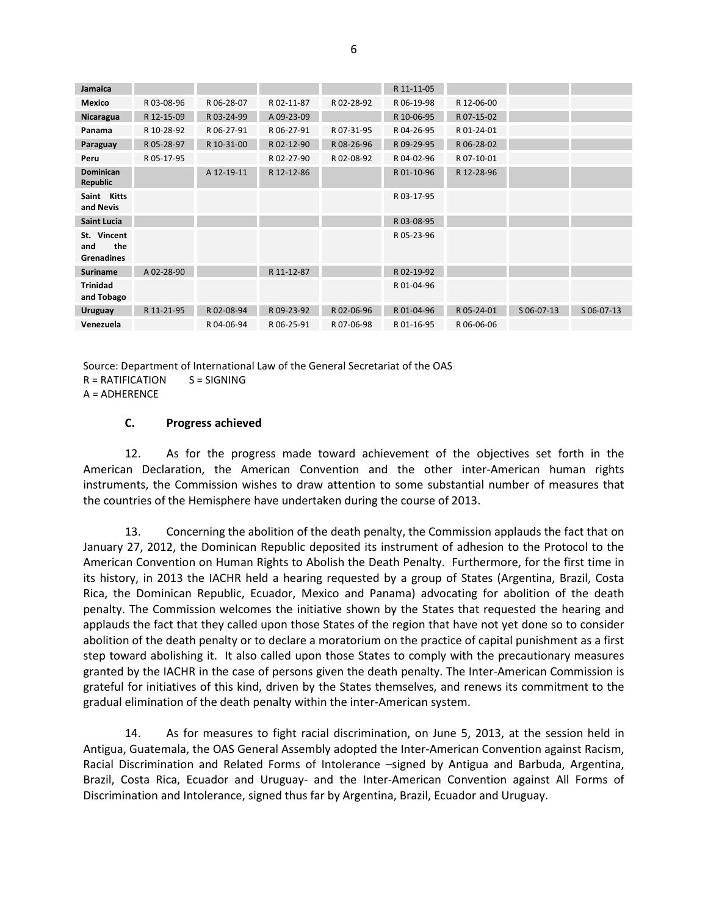| | | | | | | | | |
|---|---|---|---|---|---|---|---|---|
| **Jamaica** | | | | | R 11-11-05 | | | |
| **Mexico** | R 03-08-96 | R 06-28-07 | R 02-11-87 | R 02-28-92 | R 06-19-98 | R 12-06-00 | | |
| **Nicaragua** | R 12-15-09 | R 03-24-99 | A 09-23-09 | | R 10-06-95 | R 07-15-02 | | |
| **Panama** | R 10-28-92 | R 06-27-91 | R 06-27-91 | R 07-31-95 | R 04-26-95 | R 01-24-01 | | |
| **Paraguay** | R 05-28-97 | R 10-31-00 | R 02-12-90 | R 08-26-96 | R 09-29-95 | R 06-28-02 | | |
| **Peru** | R 05-17-95 | | R 02-27-90 | R 02-08-92 | R 04-02-96 | R 07-10-01 | | |
| **Dominican Republic** | | A 12-19-11 | R 12-12-86 | | R 01-10-96 | R 12-28-96 | | |
| **Saint Kitts and Nevis** | | | | | R 03-17-95 | | | |
| **Saint Lucia** | | | | | R 03-08-95 | | | |
| **St. Vincent and the Grenadines** | | | | | R 05-23-96 | | | |
| **Suriname** | A 02-28-90 | | R 11-12-87 | | R 02-19-92 | | | |
| **Trinidad and Tobago** | | | | | R 01-04-96 | | | |
| **Uruguay** | R 11-21-95 | R 02-08-94 | R 09-23-92 | R 02-06-96 | R 01-04-96 | R 05-24-01 | S 06-07-13 | S 06-07-13 |
| **Venezuela** | | R 04-06-94 | R 06-25-91 | R 07-06-98 | R 01-16-95 | R 06-06-06 | | |

Source: Department of International Law of the General Secretariat of the OAS
R = RATIFICATION S = SIGNING
A = ADHERENCE

### C. Progress achieved

12. As for the progress made toward achievement of the objectives set forth in the American Declaration, the American Convention and the other inter-American human rights instruments, the Commission wishes to draw attention to some substantial number of measures that the countries of the Hemisphere have undertaken during the course of 2013.

13. Concerning the abolition of the death penalty, the Commission applauds the fact that on January 27, 2012, the Dominican Republic deposited its instrument of adhesion to the Protocol to the American Convention on Human Rights to Abolish the Death Penalty. Furthermore, for the first time in its history, in 2013 the IACHR held a hearing requested by a group of States (Argentina, Brazil, Costa Rica, the Dominican Republic, Ecuador, Mexico and Panama) advocating for abolition of the death penalty. The Commission welcomes the initiative shown by the States that requested the hearing and applauds the fact that they called upon those States of the region that have not yet done so to consider abolition of the death penalty or to declare a moratorium on the practice of capital punishment as a first step toward abolishing it. It also called upon those States to comply with the precautionary measures granted by the IACHR in the case of persons given the death penalty. The Inter-American Commission is grateful for initiatives of this kind, driven by the States themselves, and renews its commitment to the gradual elimination of the death penalty within the inter-American system.

14. As for measures to fight racial discrimination, on June 5, 2013, at the session held in Antigua, Guatemala, the OAS General Assembly adopted the Inter-American Convention against Racism, Racial Discrimination and Related Forms of Intolerance –signed by Antigua and Barbuda, Argentina, Brazil, Costa Rica, Ecuador and Uruguay- and the Inter-American Convention against All Forms of Discrimination and Intolerance, signed thus far by Argentina, Brazil, Ecuador and Uruguay.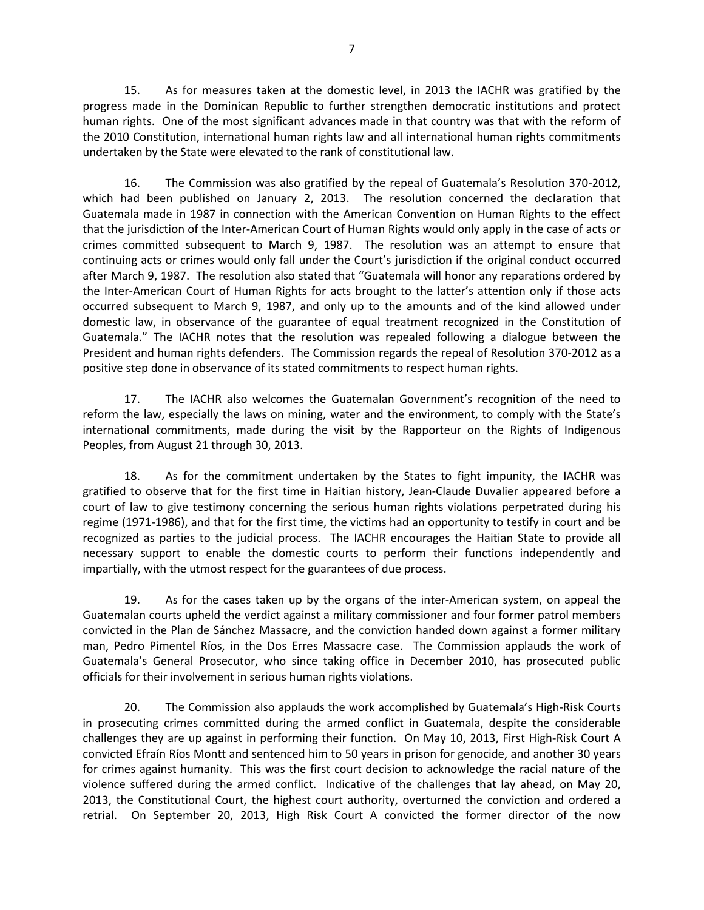15. As for measures taken at the domestic level, in 2013 the IACHR was gratified by the progress made in the Dominican Republic to further strengthen democratic institutions and protect human rights. One of the most significant advances made in that country was that with the reform of the 2010 Constitution, international human rights law and all international human rights commitments undertaken by the State were elevated to the rank of constitutional law.

16. The Commission was also gratified by the repeal of Guatemala's Resolution 370-2012, which had been published on January 2, 2013. The resolution concerned the declaration that Guatemala made in 1987 in connection with the American Convention on Human Rights to the effect that the jurisdiction of the Inter-American Court of Human Rights would only apply in the case of acts or crimes committed subsequent to March 9, 1987. The resolution was an attempt to ensure that continuing acts or crimes would only fall under the Court's jurisdiction if the original conduct occurred after March 9, 1987. The resolution also stated that "Guatemala will honor any reparations ordered by the Inter-American Court of Human Rights for acts brought to the latter's attention only if those acts occurred subsequent to March 9, 1987, and only up to the amounts and of the kind allowed under domestic law, in observance of the guarantee of equal treatment recognized in the Constitution of Guatemala." The IACHR notes that the resolution was repealed following a dialogue between the President and human rights defenders. The Commission regards the repeal of Resolution 370-2012 as a positive step done in observance of its stated commitments to respect human rights.

17. The IACHR also welcomes the Guatemalan Government's recognition of the need to reform the law, especially the laws on mining, water and the environment, to comply with the State's international commitments, made during the visit by the Rapporteur on the Rights of Indigenous Peoples, from August 21 through 30, 2013.

18. As for the commitment undertaken by the States to fight impunity, the IACHR was gratified to observe that for the first time in Haitian history, Jean-Claude Duvalier appeared before a court of law to give testimony concerning the serious human rights violations perpetrated during his regime (1971-1986), and that for the first time, the victims had an opportunity to testify in court and be recognized as parties to the judicial process. The IACHR encourages the Haitian State to provide all necessary support to enable the domestic courts to perform their functions independently and impartially, with the utmost respect for the guarantees of due process.

19. As for the cases taken up by the organs of the inter-American system, on appeal the Guatemalan courts upheld the verdict against a military commissioner and four former patrol members convicted in the Plan de Sánchez Massacre, and the conviction handed down against a former military man, Pedro Pimentel Ríos, in the Dos Erres Massacre case. The Commission applauds the work of Guatemala's General Prosecutor, who since taking office in December 2010, has prosecuted public officials for their involvement in serious human rights violations.

20. The Commission also applauds the work accomplished by Guatemala's High-Risk Courts in prosecuting crimes committed during the armed conflict in Guatemala, despite the considerable challenges they are up against in performing their function. On May 10, 2013, First High-Risk Court A convicted Efraín Ríos Montt and sentenced him to 50 years in prison for genocide, and another 30 years for crimes against humanity. This was the first court decision to acknowledge the racial nature of the violence suffered during the armed conflict. Indicative of the challenges that lay ahead, on May 20, 2013, the Constitutional Court, the highest court authority, overturned the conviction and ordered a retrial. On September 20, 2013, High Risk Court A convicted the former director of the now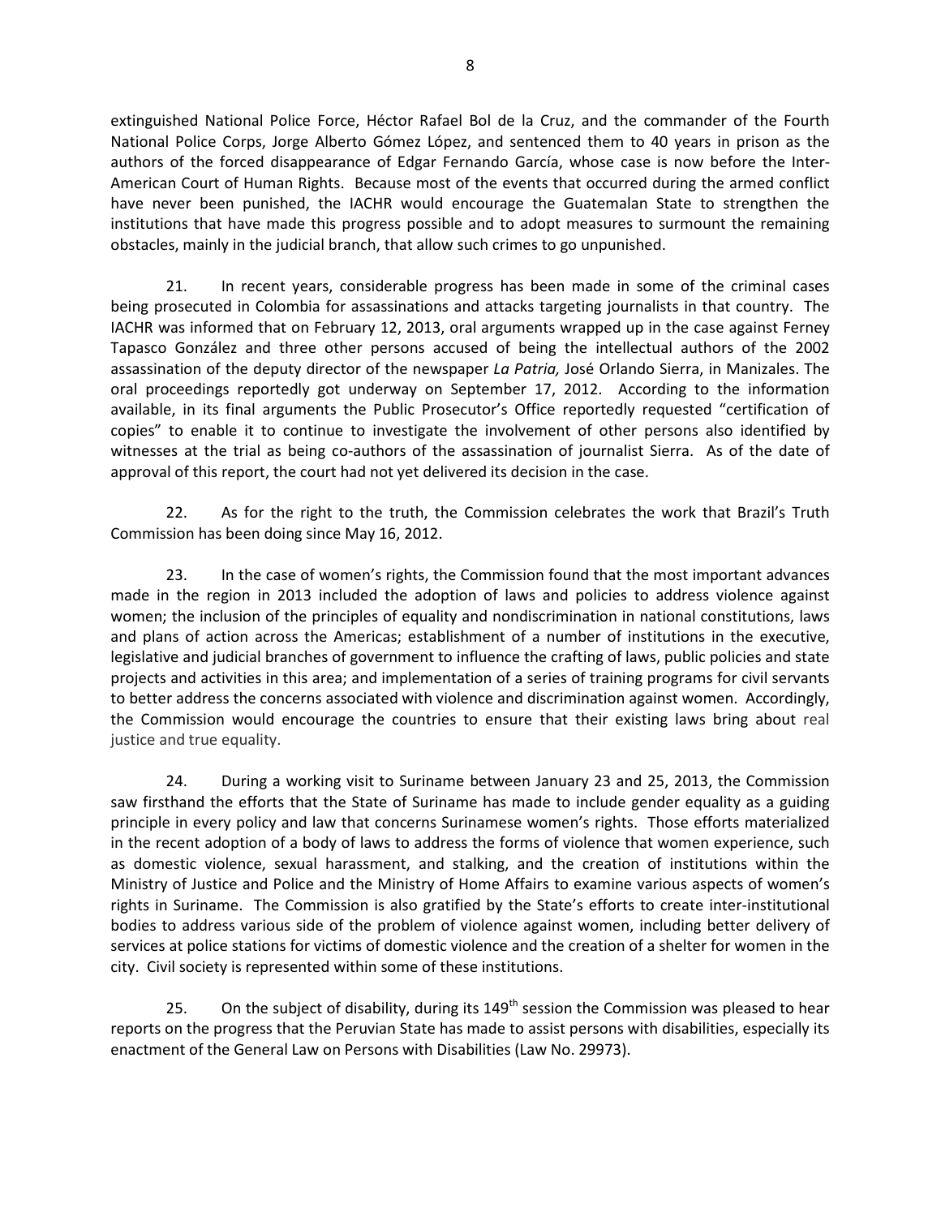extinguished National Police Force, Héctor Rafael Bol de la Cruz, and the commander of the Fourth National Police Corps, Jorge Alberto Gómez López, and sentenced them to 40 years in prison as the authors of the forced disappearance of Edgar Fernando García, whose case is now before the Inter-American Court of Human Rights. Because most of the events that occurred during the armed conflict have never been punished, the IACHR would encourage the Guatemalan State to strengthen the institutions that have made this progress possible and to adopt measures to surmount the remaining obstacles, mainly in the judicial branch, that allow such crimes to go unpunished.

21. In recent years, considerable progress has been made in some of the criminal cases being prosecuted in Colombia for assassinations and attacks targeting journalists in that country. The IACHR was informed that on February 12, 2013, oral arguments wrapped up in the case against Ferney Tapasco González and three other persons accused of being the intellectual authors of the 2002 assassination of the deputy director of the newspaper *La Patria,* José Orlando Sierra, in Manizales. The oral proceedings reportedly got underway on September 17, 2012. According to the information available, in its final arguments the Public Prosecutor's Office reportedly requested "certification of copies" to enable it to continue to investigate the involvement of other persons also identified by witnesses at the trial as being co-authors of the assassination of journalist Sierra. As of the date of approval of this report, the court had not yet delivered its decision in the case.

22. As for the right to the truth, the Commission celebrates the work that Brazil's Truth Commission has been doing since May 16, 2012.

23. In the case of women's rights, the Commission found that the most important advances made in the region in 2013 included the adoption of laws and policies to address violence against women; the inclusion of the principles of equality and nondiscrimination in national constitutions, laws and plans of action across the Americas; establishment of a number of institutions in the executive, legislative and judicial branches of government to influence the crafting of laws, public policies and state projects and activities in this area; and implementation of a series of training programs for civil servants to better address the concerns associated with violence and discrimination against women. Accordingly, the Commission would encourage the countries to ensure that their existing laws bring about real justice and true equality.

24. During a working visit to Suriname between January 23 and 25, 2013, the Commission saw firsthand the efforts that the State of Suriname has made to include gender equality as a guiding principle in every policy and law that concerns Surinamese women's rights. Those efforts materialized in the recent adoption of a body of laws to address the forms of violence that women experience, such as domestic violence, sexual harassment, and stalking, and the creation of institutions within the Ministry of Justice and Police and the Ministry of Home Affairs to examine various aspects of women's rights in Suriname. The Commission is also gratified by the State's efforts to create inter-institutional bodies to address various side of the problem of violence against women, including better delivery of services at police stations for victims of domestic violence and the creation of a shelter for women in the city. Civil society is represented within some of these institutions.

25. On the subject of disability, during its 149th session the Commission was pleased to hear reports on the progress that the Peruvian State has made to assist persons with disabilities, especially its enactment of the General Law on Persons with Disabilities (Law No. 29973).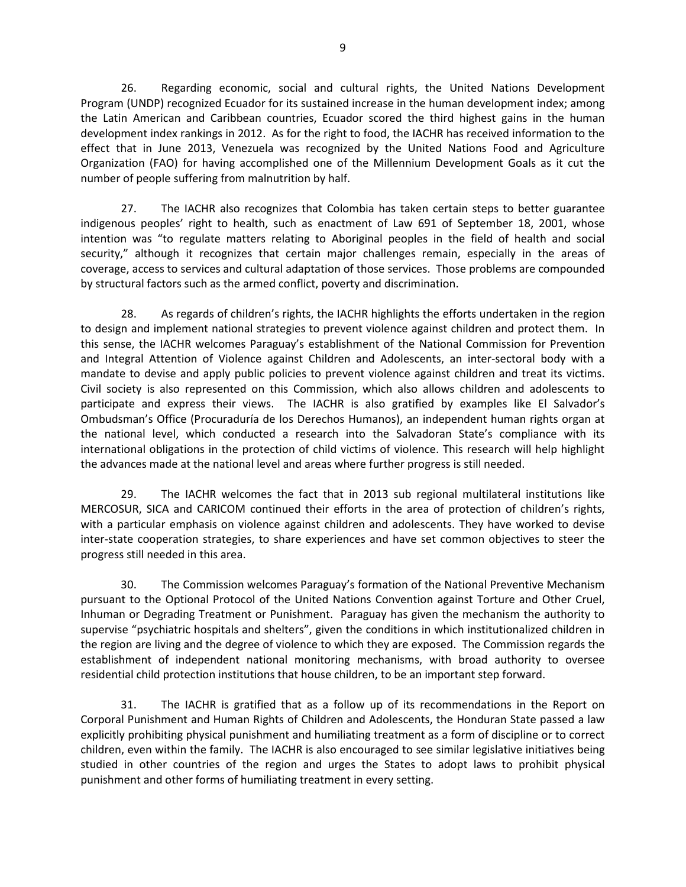26. Regarding economic, social and cultural rights, the United Nations Development Program (UNDP) recognized Ecuador for its sustained increase in the human development index; among the Latin American and Caribbean countries, Ecuador scored the third highest gains in the human development index rankings in 2012. As for the right to food, the IACHR has received information to the effect that in June 2013, Venezuela was recognized by the United Nations Food and Agriculture Organization (FAO) for having accomplished one of the Millennium Development Goals as it cut the number of people suffering from malnutrition by half.

27. The IACHR also recognizes that Colombia has taken certain steps to better guarantee indigenous peoples' right to health, such as enactment of Law 691 of September 18, 2001, whose intention was "to regulate matters relating to Aboriginal peoples in the field of health and social security," although it recognizes that certain major challenges remain, especially in the areas of coverage, access to services and cultural adaptation of those services. Those problems are compounded by structural factors such as the armed conflict, poverty and discrimination.

28. As regards of children's rights, the IACHR highlights the efforts undertaken in the region to design and implement national strategies to prevent violence against children and protect them. In this sense, the IACHR welcomes Paraguay's establishment of the National Commission for Prevention and Integral Attention of Violence against Children and Adolescents, an inter-sectoral body with a mandate to devise and apply public policies to prevent violence against children and treat its victims. Civil society is also represented on this Commission, which also allows children and adolescents to participate and express their views. The IACHR is also gratified by examples like El Salvador's Ombudsman's Office (Procuraduría de los Derechos Humanos), an independent human rights organ at the national level, which conducted a research into the Salvadoran State's compliance with its international obligations in the protection of child victims of violence. This research will help highlight the advances made at the national level and areas where further progress is still needed.

29. The IACHR welcomes the fact that in 2013 sub regional multilateral institutions like MERCOSUR, SICA and CARICOM continued their efforts in the area of protection of children's rights, with a particular emphasis on violence against children and adolescents. They have worked to devise inter-state cooperation strategies, to share experiences and have set common objectives to steer the progress still needed in this area.

30. The Commission welcomes Paraguay's formation of the National Preventive Mechanism pursuant to the Optional Protocol of the United Nations Convention against Torture and Other Cruel, Inhuman or Degrading Treatment or Punishment. Paraguay has given the mechanism the authority to supervise "psychiatric hospitals and shelters", given the conditions in which institutionalized children in the region are living and the degree of violence to which they are exposed. The Commission regards the establishment of independent national monitoring mechanisms, with broad authority to oversee residential child protection institutions that house children, to be an important step forward.

31. The IACHR is gratified that as a follow up of its recommendations in the Report on Corporal Punishment and Human Rights of Children and Adolescents, the Honduran State passed a law explicitly prohibiting physical punishment and humiliating treatment as a form of discipline or to correct children, even within the family. The IACHR is also encouraged to see similar legislative initiatives being studied in other countries of the region and urges the States to adopt laws to prohibit physical punishment and other forms of humiliating treatment in every setting.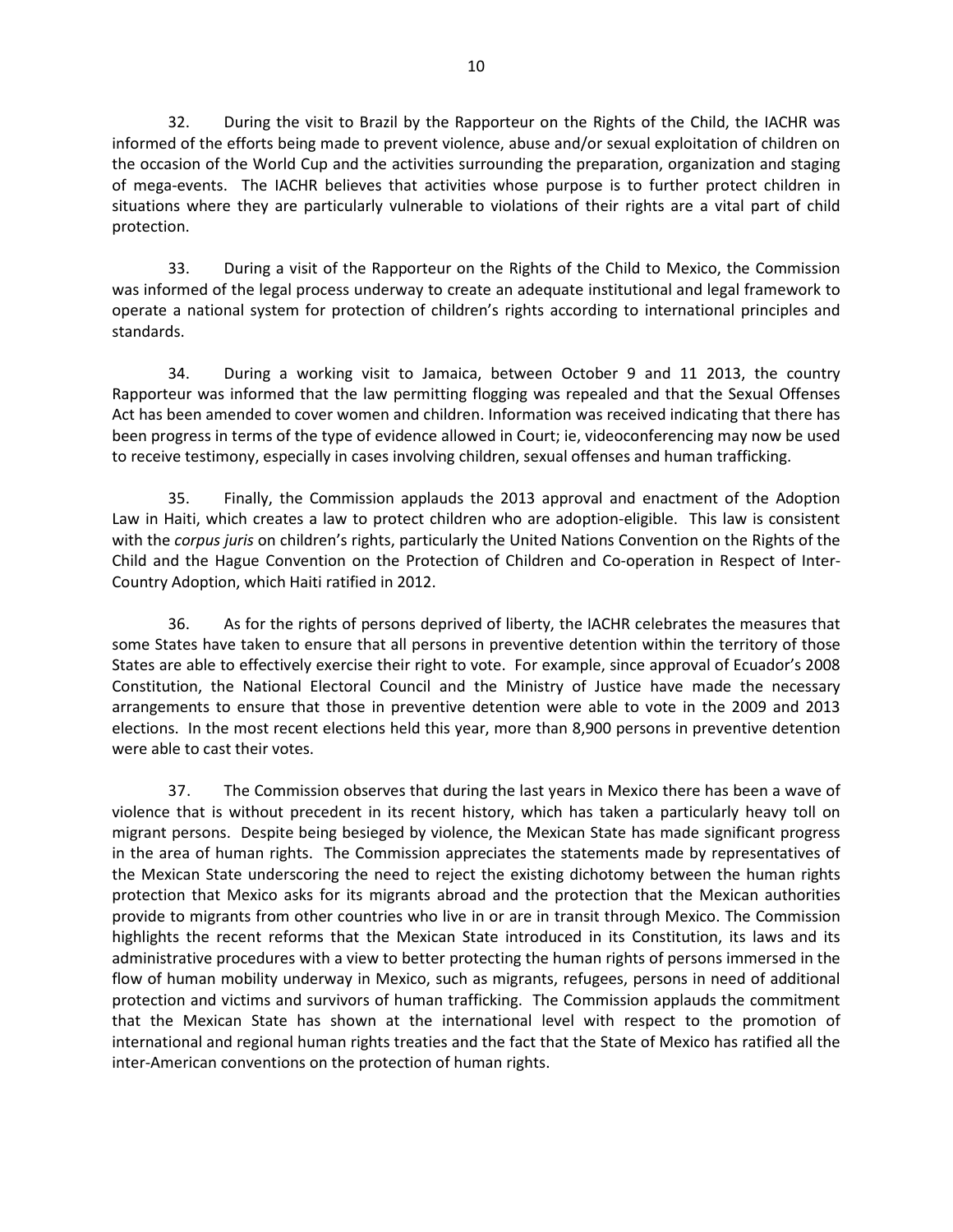32. During the visit to Brazil by the Rapporteur on the Rights of the Child, the IACHR was informed of the efforts being made to prevent violence, abuse and/or sexual exploitation of children on the occasion of the World Cup and the activities surrounding the preparation, organization and staging of mega-events. The IACHR believes that activities whose purpose is to further protect children in situations where they are particularly vulnerable to violations of their rights are a vital part of child protection.

33. During a visit of the Rapporteur on the Rights of the Child to Mexico, the Commission was informed of the legal process underway to create an adequate institutional and legal framework to operate a national system for protection of children's rights according to international principles and standards.

34. During a working visit to Jamaica, between October 9 and 11 2013, the country Rapporteur was informed that the law permitting flogging was repealed and that the Sexual Offenses Act has been amended to cover women and children. Information was received indicating that there has been progress in terms of the type of evidence allowed in Court; ie, videoconferencing may now be used to receive testimony, especially in cases involving children, sexual offenses and human trafficking.

35. Finally, the Commission applauds the 2013 approval and enactment of the Adoption Law in Haiti, which creates a law to protect children who are adoption-eligible. This law is consistent with the *corpus juris* on children's rights, particularly the United Nations Convention on the Rights of the Child and the Hague Convention on the Protection of Children and Co-operation in Respect of Inter-Country Adoption, which Haiti ratified in 2012.

36. As for the rights of persons deprived of liberty, the IACHR celebrates the measures that some States have taken to ensure that all persons in preventive detention within the territory of those States are able to effectively exercise their right to vote. For example, since approval of Ecuador's 2008 Constitution, the National Electoral Council and the Ministry of Justice have made the necessary arrangements to ensure that those in preventive detention were able to vote in the 2009 and 2013 elections. In the most recent elections held this year, more than 8,900 persons in preventive detention were able to cast their votes.

37. The Commission observes that during the last years in Mexico there has been a wave of violence that is without precedent in its recent history, which has taken a particularly heavy toll on migrant persons. Despite being besieged by violence, the Mexican State has made significant progress in the area of human rights. The Commission appreciates the statements made by representatives of the Mexican State underscoring the need to reject the existing dichotomy between the human rights protection that Mexico asks for its migrants abroad and the protection that the Mexican authorities provide to migrants from other countries who live in or are in transit through Mexico. The Commission highlights the recent reforms that the Mexican State introduced in its Constitution, its laws and its administrative procedures with a view to better protecting the human rights of persons immersed in the flow of human mobility underway in Mexico, such as migrants, refugees, persons in need of additional protection and victims and survivors of human trafficking. The Commission applauds the commitment that the Mexican State has shown at the international level with respect to the promotion of international and regional human rights treaties and the fact that the State of Mexico has ratified all the inter-American conventions on the protection of human rights.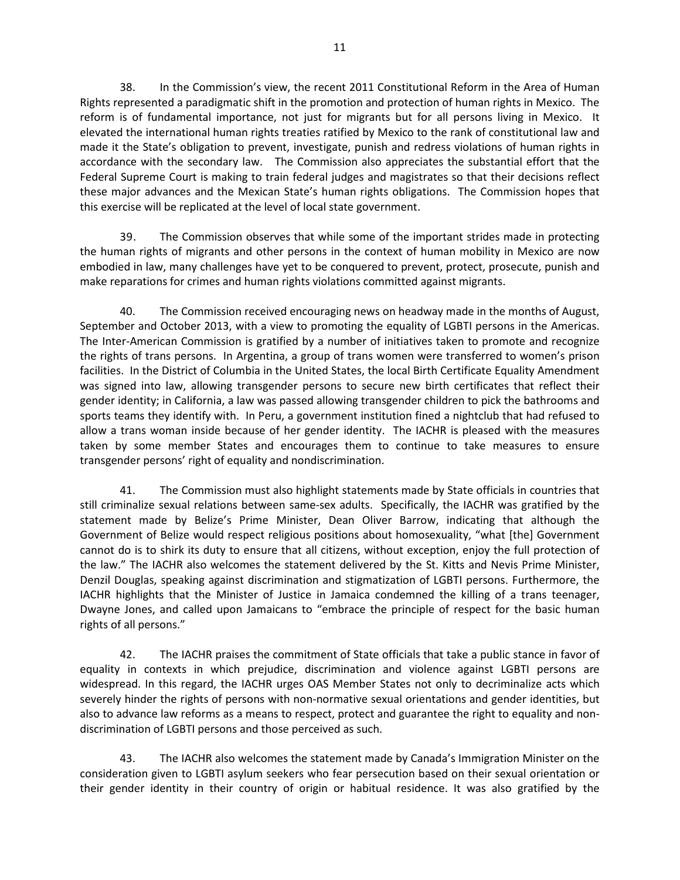38. In the Commission's view, the recent 2011 Constitutional Reform in the Area of Human Rights represented a paradigmatic shift in the promotion and protection of human rights in Mexico. The reform is of fundamental importance, not just for migrants but for all persons living in Mexico. It elevated the international human rights treaties ratified by Mexico to the rank of constitutional law and made it the State's obligation to prevent, investigate, punish and redress violations of human rights in accordance with the secondary law. The Commission also appreciates the substantial effort that the Federal Supreme Court is making to train federal judges and magistrates so that their decisions reflect these major advances and the Mexican State's human rights obligations. The Commission hopes that this exercise will be replicated at the level of local state government.

39. The Commission observes that while some of the important strides made in protecting the human rights of migrants and other persons in the context of human mobility in Mexico are now embodied in law, many challenges have yet to be conquered to prevent, protect, prosecute, punish and make reparations for crimes and human rights violations committed against migrants.

40. The Commission received encouraging news on headway made in the months of August, September and October 2013, with a view to promoting the equality of LGBTI persons in the Americas. The Inter-American Commission is gratified by a number of initiatives taken to promote and recognize the rights of trans persons. In Argentina, a group of trans women were transferred to women's prison facilities. In the District of Columbia in the United States, the local Birth Certificate Equality Amendment was signed into law, allowing transgender persons to secure new birth certificates that reflect their gender identity; in California, a law was passed allowing transgender children to pick the bathrooms and sports teams they identify with. In Peru, a government institution fined a nightclub that had refused to allow a trans woman inside because of her gender identity. The IACHR is pleased with the measures taken by some member States and encourages them to continue to take measures to ensure transgender persons' right of equality and nondiscrimination.

41. The Commission must also highlight statements made by State officials in countries that still criminalize sexual relations between same-sex adults. Specifically, the IACHR was gratified by the statement made by Belize's Prime Minister, Dean Oliver Barrow, indicating that although the Government of Belize would respect religious positions about homosexuality, "what [the] Government cannot do is to shirk its duty to ensure that all citizens, without exception, enjoy the full protection of the law." The IACHR also welcomes the statement delivered by the St. Kitts and Nevis Prime Minister, Denzil Douglas, speaking against discrimination and stigmatization of LGBTI persons. Furthermore, the IACHR highlights that the Minister of Justice in Jamaica condemned the killing of a trans teenager, Dwayne Jones, and called upon Jamaicans to "embrace the principle of respect for the basic human rights of all persons."

42. The IACHR praises the commitment of State officials that take a public stance in favor of equality in contexts in which prejudice, discrimination and violence against LGBTI persons are widespread. In this regard, the IACHR urges OAS Member States not only to decriminalize acts which severely hinder the rights of persons with non-normative sexual orientations and gender identities, but also to advance law reforms as a means to respect, protect and guarantee the right to equality and non-discrimination of LGBTI persons and those perceived as such.

43. The IACHR also welcomes the statement made by Canada's Immigration Minister on the consideration given to LGBTI asylum seekers who fear persecution based on their sexual orientation or their gender identity in their country of origin or habitual residence. It was also gratified by the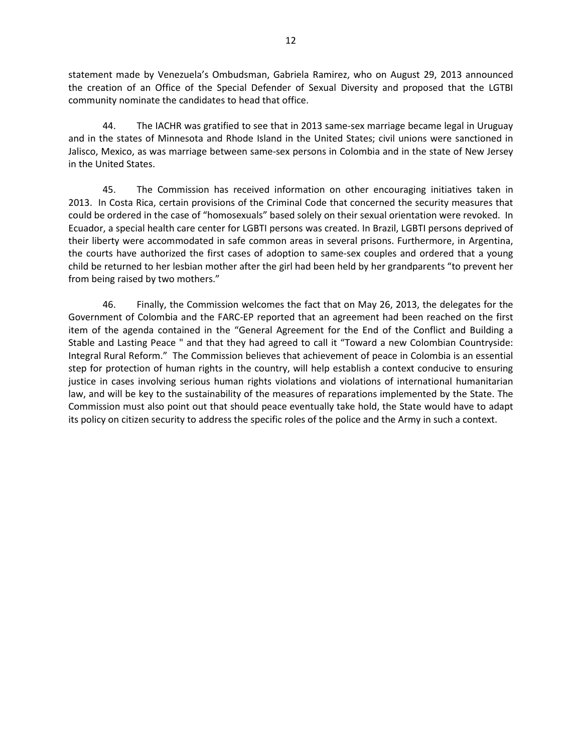statement made by Venezuela's Ombudsman, Gabriela Ramirez, who on August 29, 2013 announced the creation of an Office of the Special Defender of Sexual Diversity and proposed that the LGTBI community nominate the candidates to head that office.

44. The IACHR was gratified to see that in 2013 same-sex marriage became legal in Uruguay and in the states of Minnesota and Rhode Island in the United States; civil unions were sanctioned in Jalisco, Mexico, as was marriage between same-sex persons in Colombia and in the state of New Jersey in the United States.

45. The Commission has received information on other encouraging initiatives taken in 2013. In Costa Rica, certain provisions of the Criminal Code that concerned the security measures that could be ordered in the case of "homosexuals" based solely on their sexual orientation were revoked. In Ecuador, a special health care center for LGBTI persons was created. In Brazil, LGBTI persons deprived of their liberty were accommodated in safe common areas in several prisons. Furthermore, in Argentina, the courts have authorized the first cases of adoption to same-sex couples and ordered that a young child be returned to her lesbian mother after the girl had been held by her grandparents "to prevent her from being raised by two mothers."

46. Finally, the Commission welcomes the fact that on May 26, 2013, the delegates for the Government of Colombia and the FARC-EP reported that an agreement had been reached on the first item of the agenda contained in the "General Agreement for the End of the Conflict and Building a Stable and Lasting Peace " and that they had agreed to call it "Toward a new Colombian Countryside: Integral Rural Reform." The Commission believes that achievement of peace in Colombia is an essential step for protection of human rights in the country, will help establish a context conducive to ensuring justice in cases involving serious human rights violations and violations of international humanitarian law, and will be key to the sustainability of the measures of reparations implemented by the State. The Commission must also point out that should peace eventually take hold, the State would have to adapt its policy on citizen security to address the specific roles of the police and the Army in such a context.